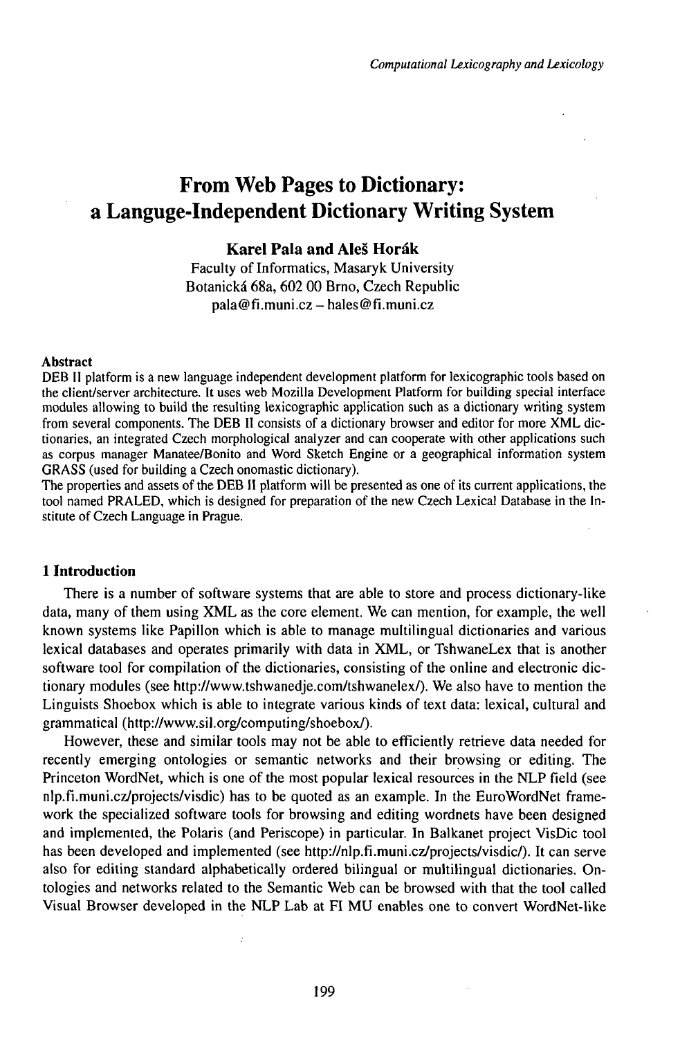# From Web Pages to Dictionary: a Languge-Independent Dictionary Writing System

**Karel Pala and Aleš Horák**

Faculty of Informatics, Masaryk University
Botanická 68a, 602 00 Brno, Czech Republic
pala@fi.muni.cz – hales@fi.muni.cz

#### Abstract

DEB II platform is a new language independent development platform for lexicographic tools based on the client/server architecture. It uses web Mozilla Development Platform for building special interface modules allowing to build the resulting lexicographic application such as a dictionary writing system from several components. The DEB II consists of a dictionary browser and editor for more XML dictionaries, an integrated Czech morphological analyzer and can cooperate with other applications such as corpus manager Manatee/Bonito and Word Sketch Engine or a geographical information system GRASS (used for building a Czech onomastic dictionary).

The properties and assets of the DEB II platform will be presented as one of its current applications, the tool named PRALED, which is designed for preparation of the new Czech Lexical Database in the Institute of Czech Language in Prague.

## 1 Introduction

There is a number of software systems that are able to store and process dictionary-like data, many of them using XML as the core element. We can mention, for example, the well known systems like Papillon which is able to manage multilingual dictionaries and various lexical databases and operates primarily with data in XML, or TshwaneLex that is another software tool for compilation of the dictionaries, consisting of the online and electronic dictionary modules (see http://www.tshwanedje.com/tshwanelex/). We also have to mention the Linguists Shoebox which is able to integrate various kinds of text data: lexical, cultural and grammatical (http://www.sil.org/computing/shoebox/).

However, these and similar tools may not be able to efficiently retrieve data needed for recently emerging ontologies or semantic networks and their browsing or editing. The Princeton WordNet, which is one of the most popular lexical resources in the NLP field (see nlp.fi.muni.cz/projects/visdic) has to be quoted as an example. In the EuroWordNet framework the specialized software tools for browsing and editing wordnets have been designed and implemented, the Polaris (and Periscope) in particular. In Balkanet project VisDic tool has been developed and implemented (see http://nlp.fi.muni.cz/projects/visdic/). It can serve also for editing standard alphabetically ordered bilingual or multilingual dictionaries. Ontologies and networks related to the Semantic Web can be browsed with that the tool called Visual Browser developed in the NLP Lab at FI MU enables one to convert WordNet-like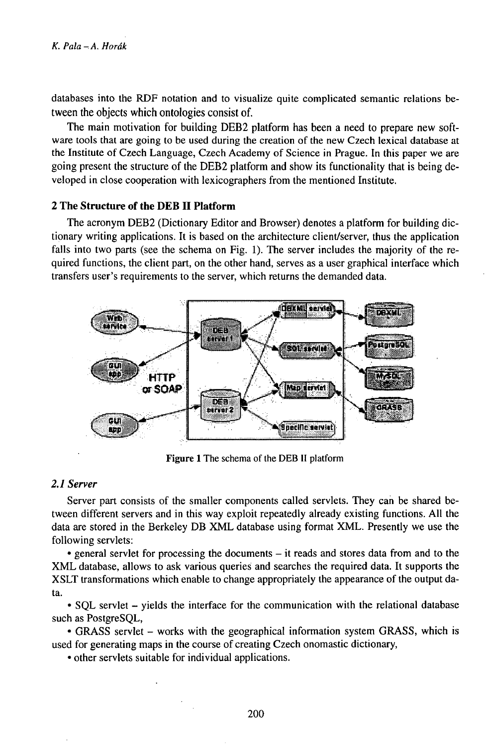databases into the RDF notation and to visualize quite complicated semantic relations between the objects which ontologies consist of.

The main motivation for building DEB2 platform has been a need to prepare new software tools that are going to be used during the creation of the new Czech lexical database at the Institute of Czech Language, Czech Academy of Science in Prague. In this paper we are going present the structure of the DEB2 platform and show its functionality that is being developed in close cooperation with lexicographers from the mentioned Institute.

## 2 The Structure of the DEB II Platform

The acronym DEB2 (Dictionary Editor and Browser) denotes a platform for building dictionary writing applications. It is based on the architecture client/server, thus the application falls into two parts (see the schema on Fig. 1). The server includes the majority of the required functions, the client part, on the other hand, serves as a user graphical interface which transfers user's requirements to the server, which returns the demanded data.

**Figure 1** The schema of the DEB II platform

### *2.1 Server*

Server part consists of the smaller components called servlets. They can be shared between different servers and in this way exploit repeatedly already existing functions. All the data are stored in the Berkeley DB XML database using format XML. Presently we use the following servlets:

- general servlet for processing the documents – it reads and stores data from and to the XML database, allows to ask various queries and searches the required data. It supports the XSLT transformations which enable to change appropriately the appearance of the output data.
- SQL servlet – yields the interface for the communication with the relational database such as PostgreSQL,
- GRASS servlet – works with the geographical information system GRASS, which is used for generating maps in the course of creating Czech onomastic dictionary,
- other servlets suitable for individual applications.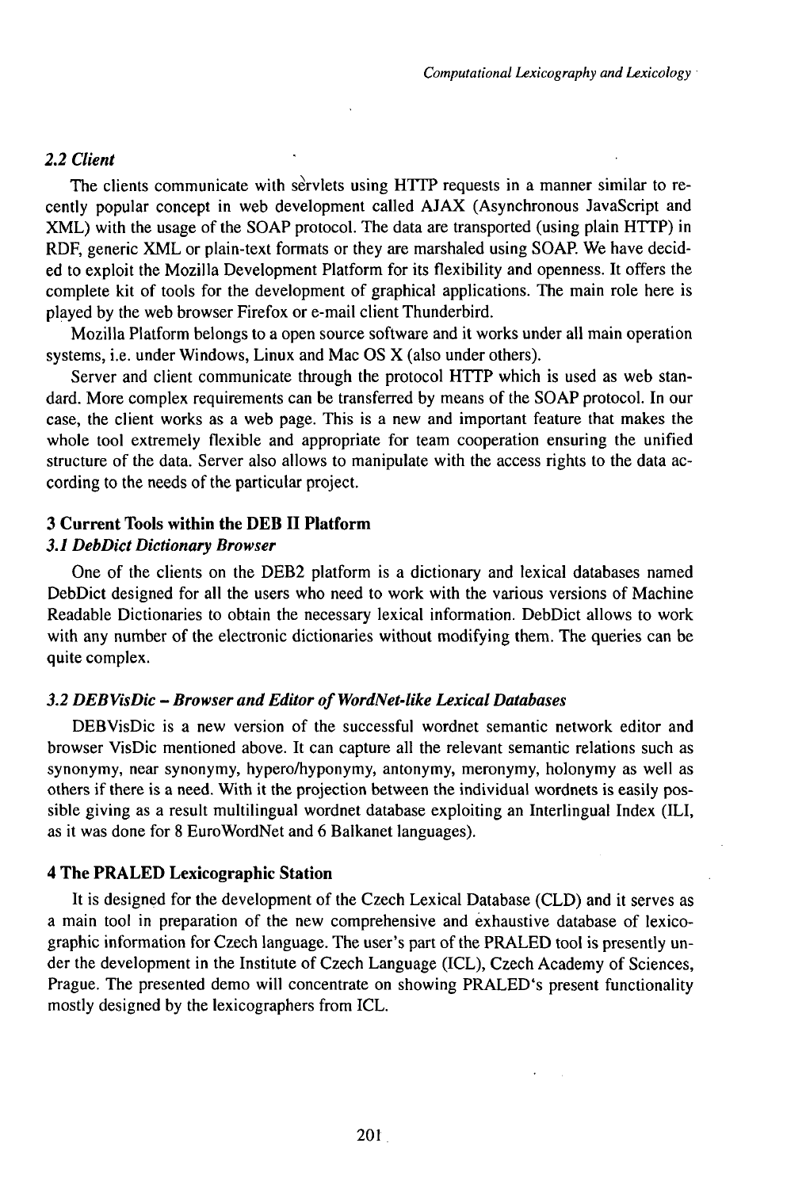### *2.2 Client*

The clients communicate with servlets using HTTP requests in a manner similar to recently popular concept in web development called AJAX (Asynchronous JavaScript and XML) with the usage of the SOAP protocol. The data are transported (using plain HTTP) in RDF, generic XML or plain-text formats or they are marshaled using SOAP. We have decided to exploit the Mozilla Development Platform for its flexibility and openness. It offers the complete kit of tools for the development of graphical applications. The main role here is played by the web browser Firefox or e-mail client Thunderbird.

Mozilla Platform belongs to a open source software and it works under all main operation systems, i.e. under Windows, Linux and Mac OS X (also under others).

Server and client communicate through the protocol HTTP which is used as web standard. More complex requirements can be transferred by means of the SOAP protocol. In our case, the client works as a web page. This is a new and important feature that makes the whole tool extremely flexible and appropriate for team cooperation ensuring the unified structure of the data. Server also allows to manipulate with the access rights to the data according to the needs of the particular project.

## 3 Current Tools within the DEB II Platform

### *3.1 DebDict Dictionary Browser*

One of the clients on the DEB2 platform is a dictionary and lexical databases named DebDict designed for all the users who need to work with the various versions of Machine Readable Dictionaries to obtain the necessary lexical information. DebDict allows to work with any number of the electronic dictionaries without modifying them. The queries can be quite complex.

### *3.2 DEBVisDic – Browser and Editor of WordNet-like Lexical Databases*

DEBVisDic is a new version of the successful wordnet semantic network editor and browser VisDic mentioned above. It can capture all the relevant semantic relations such as synonymy, near synonymy, hypero/hyponymy, antonymy, meronymy, holonymy as well as others if there is a need. With it the projection between the individual wordnets is easily possible giving as a result multilingual wordnet database exploiting an Interlingual Index (ILI, as it was done for 8 EuroWordNet and 6 Balkanet languages).

## 4 The PRALED Lexicographic Station

It is designed for the development of the Czech Lexical Database (CLD) and it serves as a main tool in preparation of the new comprehensive and exhaustive database of lexicographic information for Czech language. The user's part of the PRALED tool is presently under the development in the Institute of Czech Language (ICL), Czech Academy of Sciences, Prague. The presented demo will concentrate on showing PRALED's present functionality mostly designed by the lexicographers from ICL.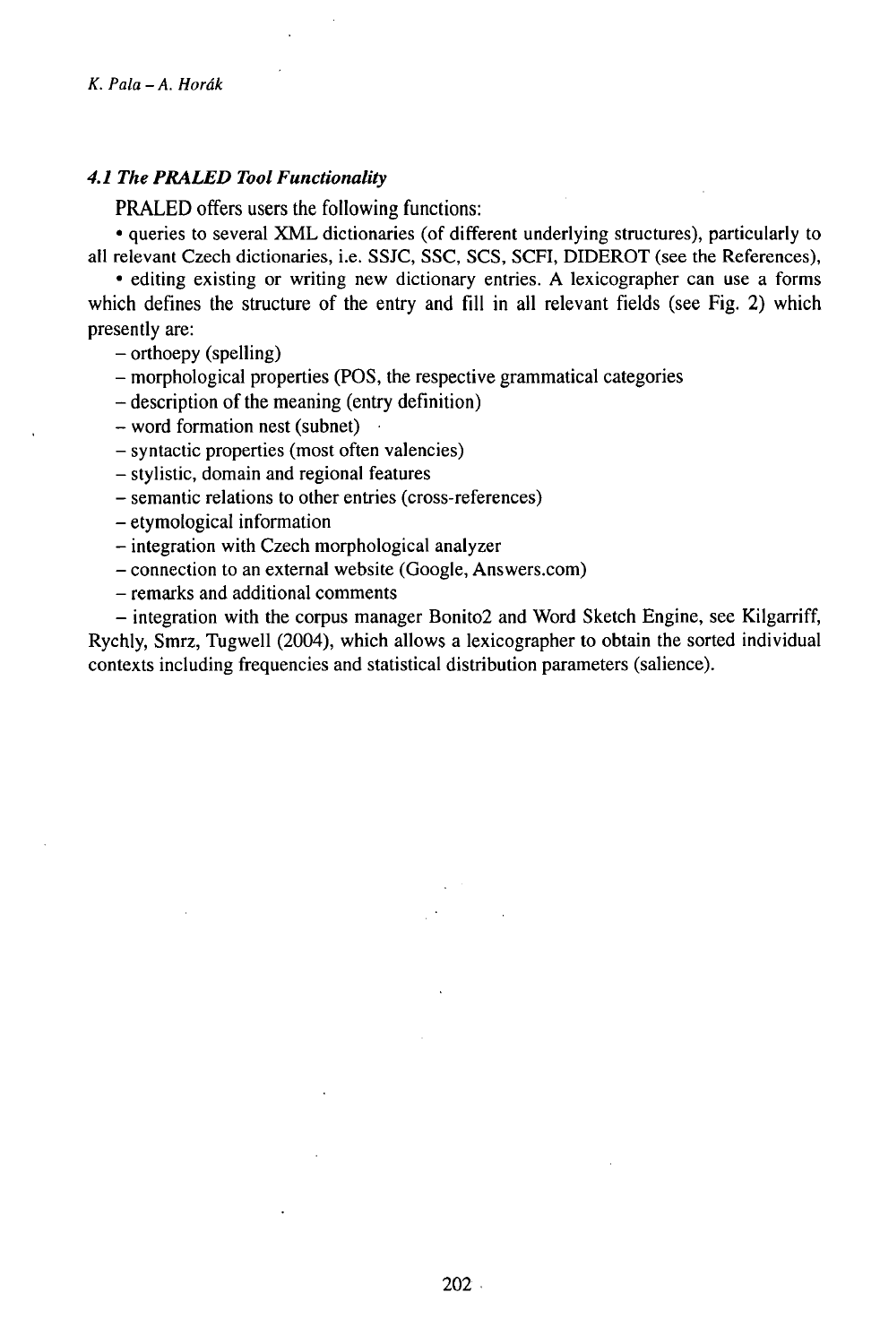### *4.1 The PRALED Tool Functionality*

PRALED offers users the following functions:

- queries to several XML dictionaries (of different underlying structures), particularly to all relevant Czech dictionaries, i.e. SSJC, SSC, SCS, SCFI, DIDEROT (see the References),
- editing existing or writing new dictionary entries. A lexicographer can use a forms which defines the structure of the entry and fill in all relevant fields (see Fig. 2) which presently are:
  - orthoepy (spelling)
  - morphological properties (POS, the respective grammatical categories
  - description of the meaning (entry definition)
  - word formation nest (subnet)
  - syntactic properties (most often valencies)
  - stylistic, domain and regional features
  - semantic relations to other entries (cross-references)
  - etymological information
  - integration with Czech morphological analyzer
  - connection to an external website (Google, Answers.com)
  - remarks and additional comments
  - integration with the corpus manager Bonito2 and Word Sketch Engine, see Kilgarriff, Rychly, Smrz, Tugwell (2004), which allows a lexicographer to obtain the sorted individual contexts including frequencies and statistical distribution parameters (salience).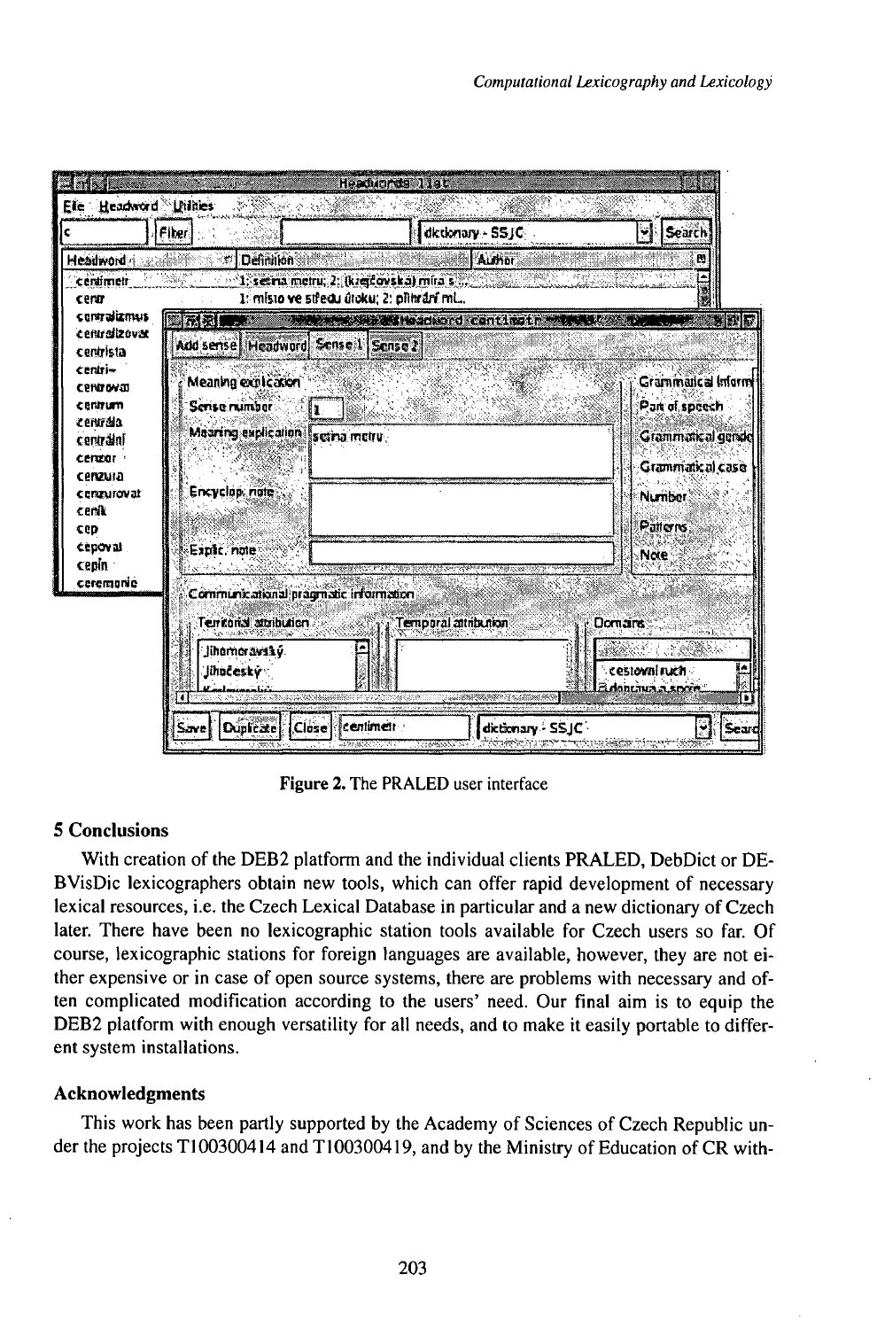Figure 2. The PRALED user interface

## 5 Conclusions

With creation of the DEB2 platform and the individual clients PRALED, DebDict or DEBVisDic lexicographers obtain new tools, which can offer rapid development of necessary lexical resources, i.e. the Czech Lexical Database in particular and a new dictionary of Czech later. There have been no lexicographic station tools available for Czech users so far. Of course, lexicographic stations for foreign languages are available, however, they are not either expensive or in case of open source systems, there are problems with necessary and often complicated modification according to the users' need. Our final aim is to equip the DEB2 platform with enough versatility for all needs, and to make it easily portable to different system installations.

## Acknowledgments

This work has been partly supported by the Academy of Sciences of Czech Republic under the projects T100300414 and T100300419, and by the Ministry of Education of CR with-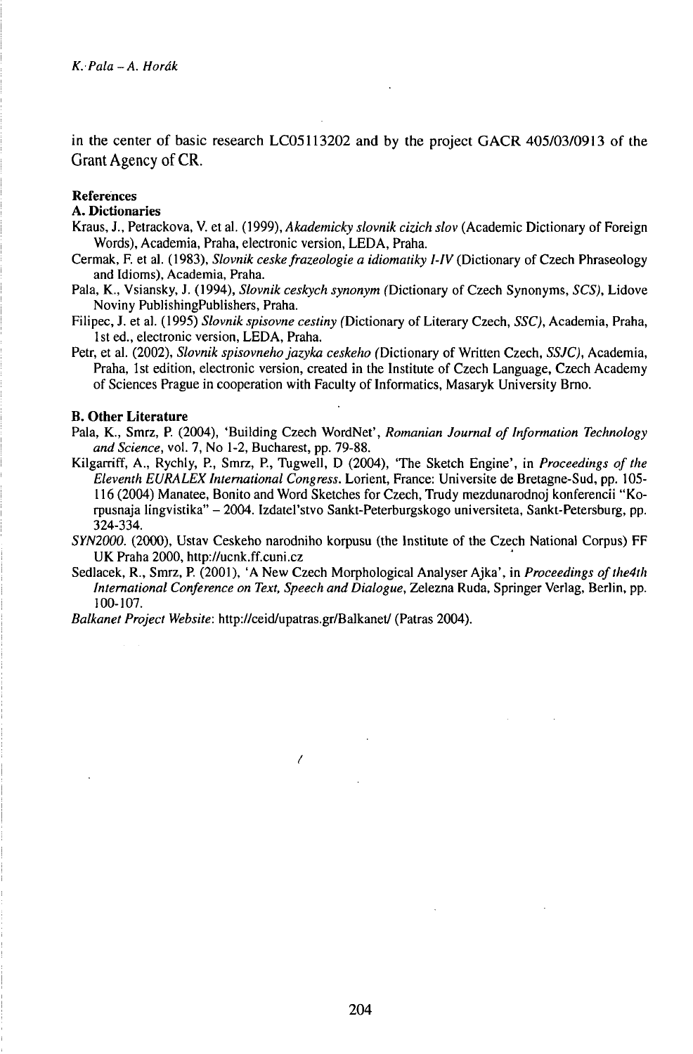in the center of basic research LC05113202 and by the project GACR 405/03/0913 of the Grant Agency of CR.

**References**

**A. Dictionaries**

Kraus, J., Petrackova, V. et al. (1999), *Akademicky slovnik cizich slov* (Academic Dictionary of Foreign Words), Academia, Praha, electronic version, LEDA, Praha.

Cermak, F. et al. (1983), *Slovnik ceske frazeologie a idiomatiky I-IV* (Dictionary of Czech Phraseology and Idioms), Academia, Praha.

Pala, K., Vsiansky, J. (1994), *Slovnik ceskych synonym (*Dictionary of Czech Synonyms, *SCS)*, Lidove Noviny PublishingPublishers, Praha.

Filipec, J. et al. (1995) *Slovnik spisovne cestiny (*Dictionary of Literary Czech, *SSC)*, Academia, Praha, 1st ed., electronic version, LEDA, Praha.

Petr, et al. (2002), *Slovnik spisovneho jazyka ceskeho (*Dictionary of Written Czech, *SSJC)*, Academia, Praha, 1st edition, electronic version, created in the Institute of Czech Language, Czech Academy of Sciences Prague in cooperation with Faculty of Informatics, Masaryk University Brno.

**B. Other Literature**

Pala, K., Smrz, P. (2004), 'Building Czech WordNet', *Romanian Journal of Information Technology and Science*, vol. 7, No 1-2, Bucharest, pp. 79-88.

Kilgarriff, A., Rychly, P., Smrz, P., Tugwell, D (2004), 'The Sketch Engine', in *Proceedings of the Eleventh EURALEX International Congress*. Lorient, France: Universite de Bretagne-Sud, pp. 105-116 (2004) Manatee, Bonito and Word Sketches for Czech, Trudy mezdunarodnoj konferencii "Korpusnaja lingvistika" – 2004. Izdatel'stvo Sankt-Peterburgskogo universiteta, Sankt-Petersburg, pp. 324-334.

*SYN2000*. (2000), Ustav Ceskeho narodniho korpusu (the Institute of the Czech National Corpus) FF UK Praha 2000, http://ucnk.ff.cuni.cz

Sedlacek, R., Smrz, P. (2001), 'A New Czech Morphological Analyser Ajka', in *Proceedings of the4th International Conference on Text, Speech and Dialogue*, Zelezna Ruda, Springer Verlag, Berlin, pp. 100-107.

*Balkanet Project Website*: http://ceid/upatras.gr/Balkanet/ (Patras 2004).